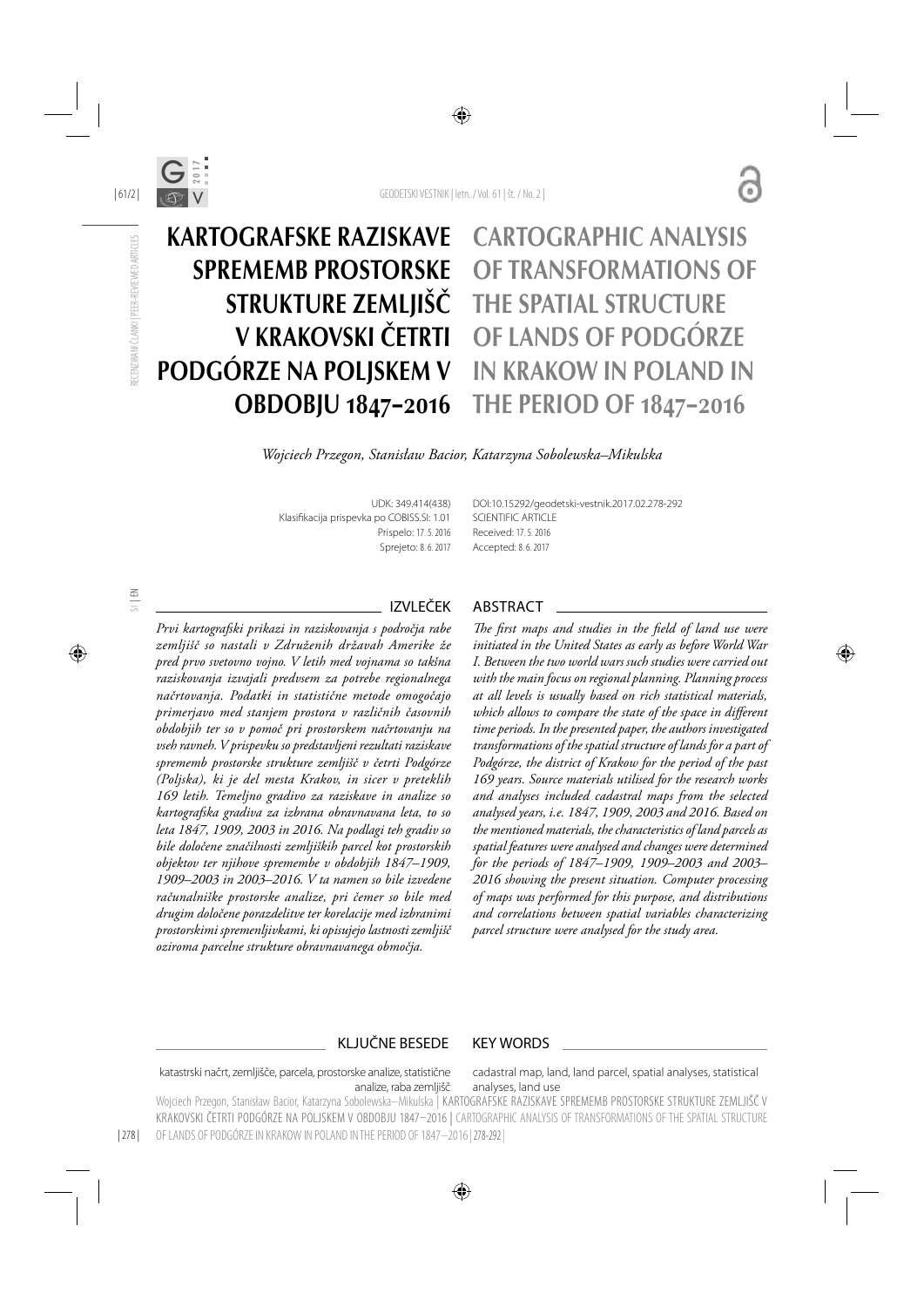# KARTOGRAFSKE RAZISKAVE SPREMEMB PROSTORSKE STRUKTURE ZEMLJIŠČ V KRAKOVSKI ČETRTI PODGÓRZE NA POLJSKEM V OBDOBJU 1847–2016

# CARTOGRAPHIC ANALYSIS OF TRANSFORMATIONS OF THE SPATIAL STRUCTURE OF LANDS OF PODGÓRZE IN KRAKOW IN POLAND IN THE PERIOD OF 1847–2016

*Wojciech Przegon, Stanisław Bacior, Katarzyna Sobolewska–Mikulska*

UDK: 349.414(438)
Klasifikacija prispevka po COBISS.SI: 1.01
Prispelo: 17. 5. 2016
Sprejeto: 8. 6. 2017

DOI:10.15292/geodetski-vestnik.2017.02.278-292
SCIENTIFIC ARTICLE
Received: 17. 5. 2016
Accepted: 8. 6. 2017

## IZVLEČEK

*Prvi kartografski prikazi in raziskovanja s področja rabe zemljišč so nastali v Združenih državah Amerike že pred prvo svetovno vojno. V letih med vojnama so takšna raziskovanja izvajali predvsem za potrebe regionalnega načrtovanja. Podatki in statistične metode omogočajo primerjavo med stanjem prostora v različnih časovnih obdobjih ter so v pomoč pri prostorskem načrtovanju na vseh ravneh. V prispevku so predstavljeni rezultati raziskave sprememb prostorske strukture zemljišč v četrti Podgórze (Poljska), ki je del mesta Krakov, in sicer v preteklih 169 letih. Temeljno gradivo za raziskave in analize so kartografska gradiva za izbrana obravnavana leta, to so leta 1847, 1909, 2003 in 2016. Na podlagi teh gradiv so bile določene značilnosti zemljiških parcel kot prostorskih objektov ter njihove spremembe v obdobjih 1847–1909, 1909–2003 in 2003–2016. V ta namen so bile izvedene računalniške prostorske analize, pri čemer so bile med drugim določene porazdelitve ter korelacije med izbranimi prostorskimi spremenljivkami, ki opisujejo lastnosti zemljišč oziroma parcelne strukture obravnavanega območja.*

## ABSTRACT

*The first maps and studies in the field of land use were initiated in the United States as early as before World War I. Between the two world wars such studies were carried out with the main focus on regional planning. Planning process at all levels is usually based on rich statistical materials, which allows to compare the state of the space in different time periods. In the presented paper, the authors investigated transformations of the spatial structure of lands for a part of Podgórze, the district of Krakow for the period of the past 169 years. Source materials utilised for the research works and analyses included cadastral maps from the selected analysed years, i.e. 1847, 1909, 2003 and 2016. Based on the mentioned materials, the characteristics of land parcels as spatial features were analysed and changes were determined for the periods of 1847–1909, 1909–2003 and 2003–2016 showing the present situation. Computer processing of maps was performed for this purpose, and distributions and correlations between spatial variables characterizing parcel structure were analysed for the study area.*

## KLJUČNE BESEDE

katastrski načrt, zemljišče, parcela, prostorske analize, statistične analize, raba zemljišč

## KEY WORDS

cadastral map, land, land parcel, spatial analyses, statistical analyses, land use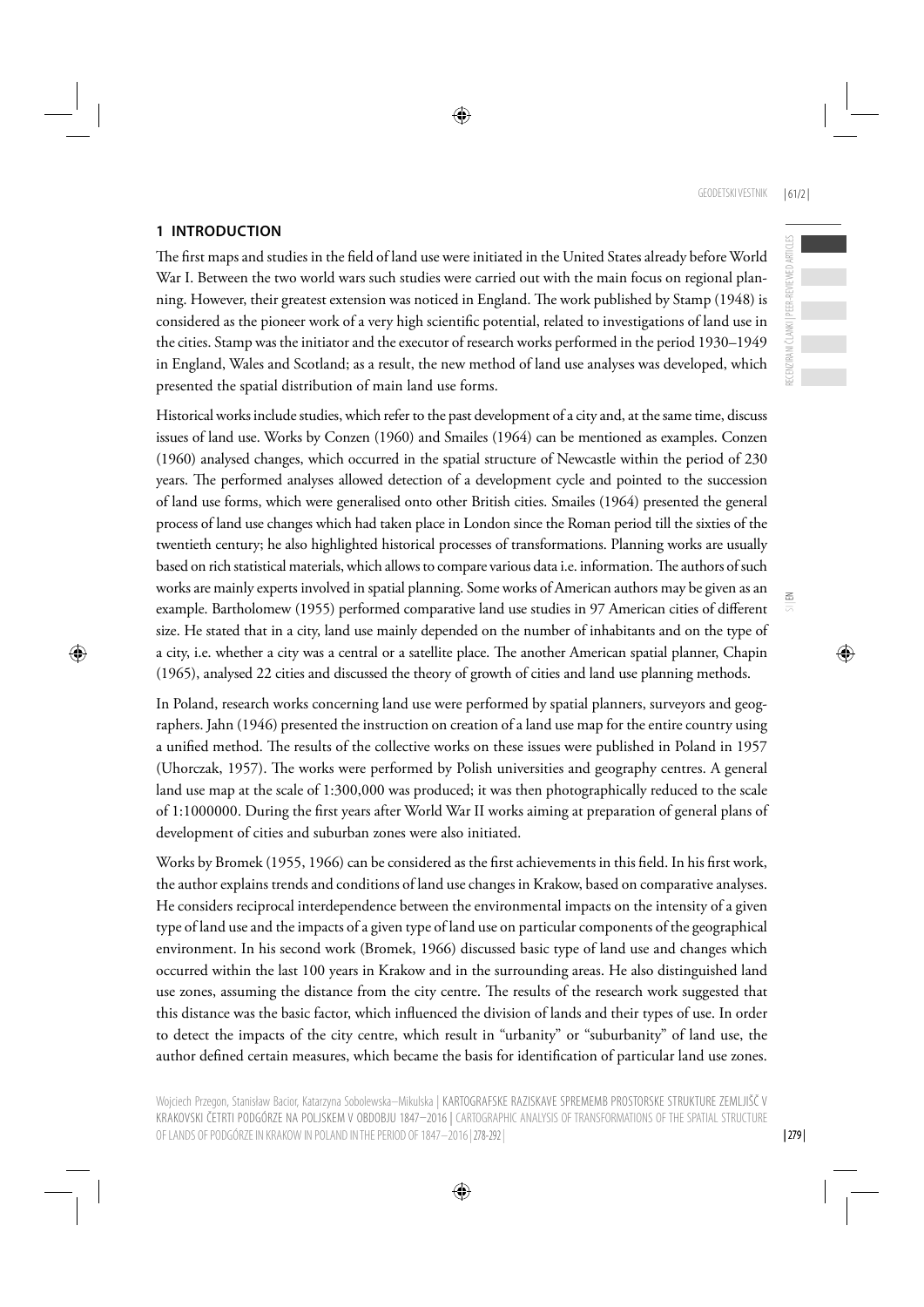## 1 INTRODUCTION

The first maps and studies in the field of land use were initiated in the United States already before World War I. Between the two world wars such studies were carried out with the main focus on regional planning. However, their greatest extension was noticed in England. The work published by Stamp (1948) is considered as the pioneer work of a very high scientific potential, related to investigations of land use in the cities. Stamp was the initiator and the executor of research works performed in the period 1930–1949 in England, Wales and Scotland; as a result, the new method of land use analyses was developed, which presented the spatial distribution of main land use forms.

Historical works include studies, which refer to the past development of a city and, at the same time, discuss issues of land use. Works by Conzen (1960) and Smailes (1964) can be mentioned as examples. Conzen (1960) analysed changes, which occurred in the spatial structure of Newcastle within the period of 230 years. The performed analyses allowed detection of a development cycle and pointed to the succession of land use forms, which were generalised onto other British cities. Smailes (1964) presented the general process of land use changes which had taken place in London since the Roman period till the sixties of the twentieth century; he also highlighted historical processes of transformations. Planning works are usually based on rich statistical materials, which allows to compare various data i.e. information. The authors of such works are mainly experts involved in spatial planning. Some works of American authors may be given as an example. Bartholomew (1955) performed comparative land use studies in 97 American cities of different size. He stated that in a city, land use mainly depended on the number of inhabitants and on the type of a city, i.e. whether a city was a central or a satellite place. The another American spatial planner, Chapin (1965), analysed 22 cities and discussed the theory of growth of cities and land use planning methods.

In Poland, research works concerning land use were performed by spatial planners, surveyors and geographers. Jahn (1946) presented the instruction on creation of a land use map for the entire country using a unified method. The results of the collective works on these issues were published in Poland in 1957 (Uhorczak, 1957). The works were performed by Polish universities and geography centres. A general land use map at the scale of 1:300,000 was produced; it was then photographically reduced to the scale of 1:1000000. During the first years after World War II works aiming at preparation of general plans of development of cities and suburban zones were also initiated.

Works by Bromek (1955, 1966) can be considered as the first achievements in this field. In his first work, the author explains trends and conditions of land use changes in Krakow, based on comparative analyses. He considers reciprocal interdependence between the environmental impacts on the intensity of a given type of land use and the impacts of a given type of land use on particular components of the geographical environment. In his second work (Bromek, 1966) discussed basic type of land use and changes which occurred within the last 100 years in Krakow and in the surrounding areas. He also distinguished land use zones, assuming the distance from the city centre. The results of the research work suggested that this distance was the basic factor, which influenced the division of lands and their types of use. In order to detect the impacts of the city centre, which result in "urbanity" or "suburbanity" of land use, the author defined certain measures, which became the basis for identification of particular land use zones.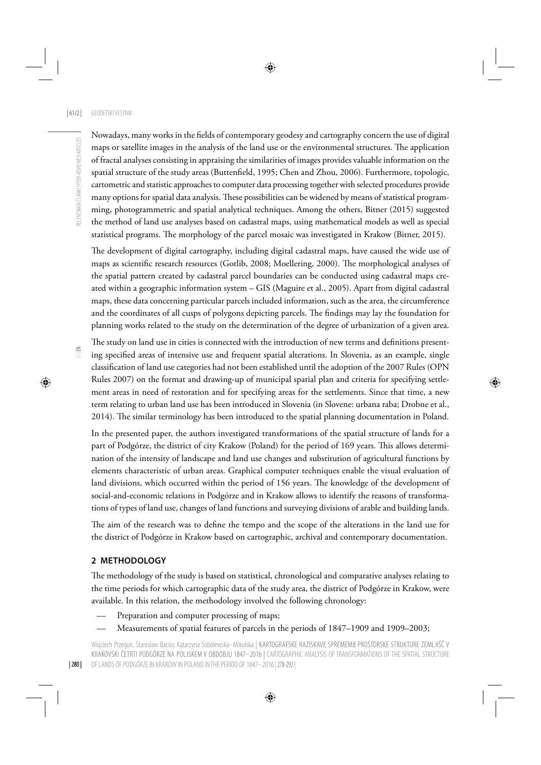Nowadays, many works in the fields of contemporary geodesy and cartography concern the use of digital maps or satellite images in the analysis of the land use or the environmental structures. The application of fractal analyses consisting in appraising the similarities of images provides valuable information on the spatial structure of the study areas (Buttenfield, 1995; Chen and Zhou, 2006). Furthermore, topologic, cartometric and statistic approaches to computer data processing together with selected procedures provide many options for spatial data analysis. These possibilities can be widened by means of statistical programming, photogrammetric and spatial analytical techniques. Among the others, Bitner (2015) suggested the method of land use analyses based on cadastral maps, using mathematical models as well as special statistical programs. The morphology of the parcel mosaic was investigated in Krakow (Bitner, 2015).

The development of digital cartography, including digital cadastral maps, have caused the wide use of maps as scientific research resources (Gotlib, 2008; Moellering, 2000). The morphological analyses of the spatial pattern created by cadastral parcel boundaries can be conducted using cadastral maps created within a geographic information system – GIS (Maguire et al., 2005). Apart from digital cadastral maps, these data concerning particular parcels included information, such as the area, the circumference and the coordinates of all cusps of polygons depicting parcels. The findings may lay the foundation for planning works related to the study on the determination of the degree of urbanization of a given area.

The study on land use in cities is connected with the introduction of new terms and definitions presenting specified areas of intensive use and frequent spatial alterations. In Slovenia, as an example, single classification of land use categories had not been established until the adoption of the 2007 Rules (OPN Rules 2007) on the format and drawing-up of municipal spatial plan and criteria for specifying settlement areas in need of restoration and for specifying areas for the settlements. Since that time, a new term relating to urban land use has been introduced in Slovenia (in Slovene: urbana raba; Drobne et al., 2014). The similar terminology has been introduced to the spatial planning documentation in Poland.

In the presented paper, the authors investigated transformations of the spatial structure of lands for a part of Podgórze, the district of city Krakow (Poland) for the period of 169 years. This allows determination of the intensity of landscape and land use changes and substitution of agricultural functions by elements characteristic of urban areas. Graphical computer techniques enable the visual evaluation of land divisions, which occurred within the period of 156 years. The knowledge of the development of social-and-economic relations in Podgórze and in Krakow allows to identify the reasons of transformations of types of land use, changes of land functions and surveying divisions of arable and building lands.

The aim of the research was to define the tempo and the scope of the alterations in the land use for the district of Podgórze in Krakow based on cartographic, archival and contemporary documentation.

## 2 METHODOLOGY

The methodology of the study is based on statistical, chronological and comparative analyses relating to the time periods for which cartographic data of the study area, the district of Podgórze in Krakow, were available. In this relation, the methodology involved the following chronology:

- Preparation and computer processing of maps;
- Measurements of spatial features of parcels in the periods of 1847–1909 and 1909–2003;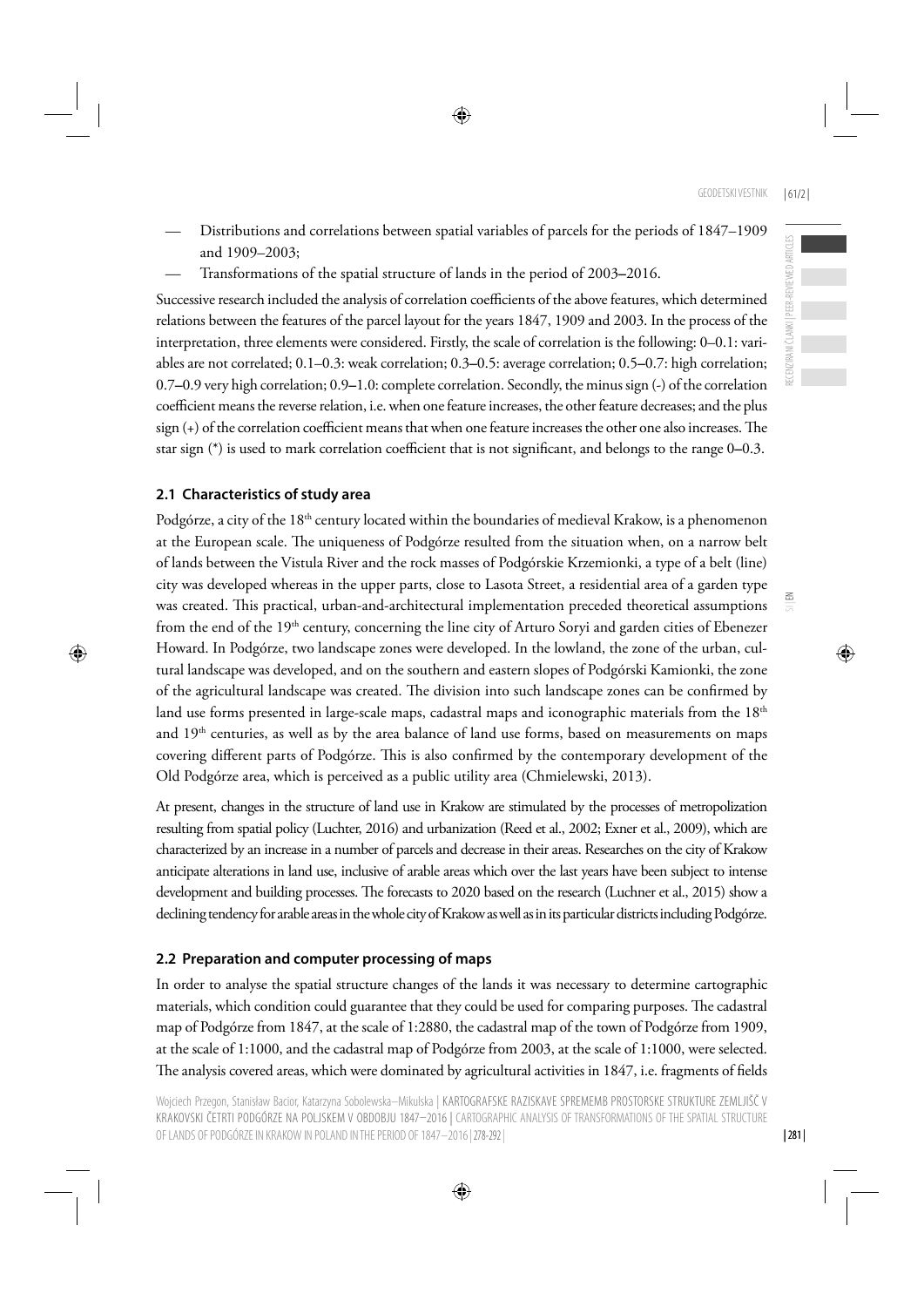- Distributions and correlations between spatial variables of parcels for the periods of 1847–1909 and 1909–2003;
- Transformations of the spatial structure of lands in the period of 2003–2016.

Successive research included the analysis of correlation coefficients of the above features, which determined relations between the features of the parcel layout for the years 1847, 1909 and 2003. In the process of the interpretation, three elements were considered. Firstly, the scale of correlation is the following: 0–0.1: variables are not correlated; 0.1–0.3: weak correlation; 0.3–0.5: average correlation; 0.5–0.7: high correlation; 0.7–0.9 very high correlation; 0.9–1.0: complete correlation. Secondly, the minus sign (-) of the correlation coefficient means the reverse relation, i.e. when one feature increases, the other feature decreases; and the plus sign (+) of the correlation coefficient means that when one feature increases the other one also increases. The star sign (*) is used to mark correlation coefficient that is not significant, and belongs to the range 0–0.3.

## 2.1 Characteristics of study area

Podgórze, a city of the 18th century located within the boundaries of medieval Krakow, is a phenomenon at the European scale. The uniqueness of Podgórze resulted from the situation when, on a narrow belt of lands between the Vistula River and the rock masses of Podgórskie Krzemionki, a type of a belt (line) city was developed whereas in the upper parts, close to Lasota Street, a residential area of a garden type was created. This practical, urban-and-architectural implementation preceded theoretical assumptions from the end of the 19th century, concerning the line city of Arturo Soryi and garden cities of Ebenezer Howard. In Podgórze, two landscape zones were developed. In the lowland, the zone of the urban, cultural landscape was developed, and on the southern and eastern slopes of Podgórski Kamionki, the zone of the agricultural landscape was created. The division into such landscape zones can be confirmed by land use forms presented in large-scale maps, cadastral maps and iconographic materials from the 18th and 19th centuries, as well as by the area balance of land use forms, based on measurements on maps covering different parts of Podgórze. This is also confirmed by the contemporary development of the Old Podgórze area, which is perceived as a public utility area (Chmielewski, 2013).

At present, changes in the structure of land use in Krakow are stimulated by the processes of metropolization resulting from spatial policy (Luchter, 2016) and urbanization (Reed et al., 2002; Exner et al., 2009), which are characterized by an increase in a number of parcels and decrease in their areas. Researches on the city of Krakow anticipate alterations in land use, inclusive of arable areas which over the last years have been subject to intense development and building processes. The forecasts to 2020 based on the research (Luchner et al., 2015) show a declining tendency for arable areas in the whole city of Krakow as well as in its particular districts including Podgórze.

## 2.2 Preparation and computer processing of maps

In order to analyse the spatial structure changes of the lands it was necessary to determine cartographic materials, which condition could guarantee that they could be used for comparing purposes. The cadastral map of Podgórze from 1847, at the scale of 1:2880, the cadastral map of the town of Podgórze from 1909, at the scale of 1:1000, and the cadastral map of Podgórze from 2003, at the scale of 1:1000, were selected. The analysis covered areas, which were dominated by agricultural activities in 1847, i.e. fragments of fields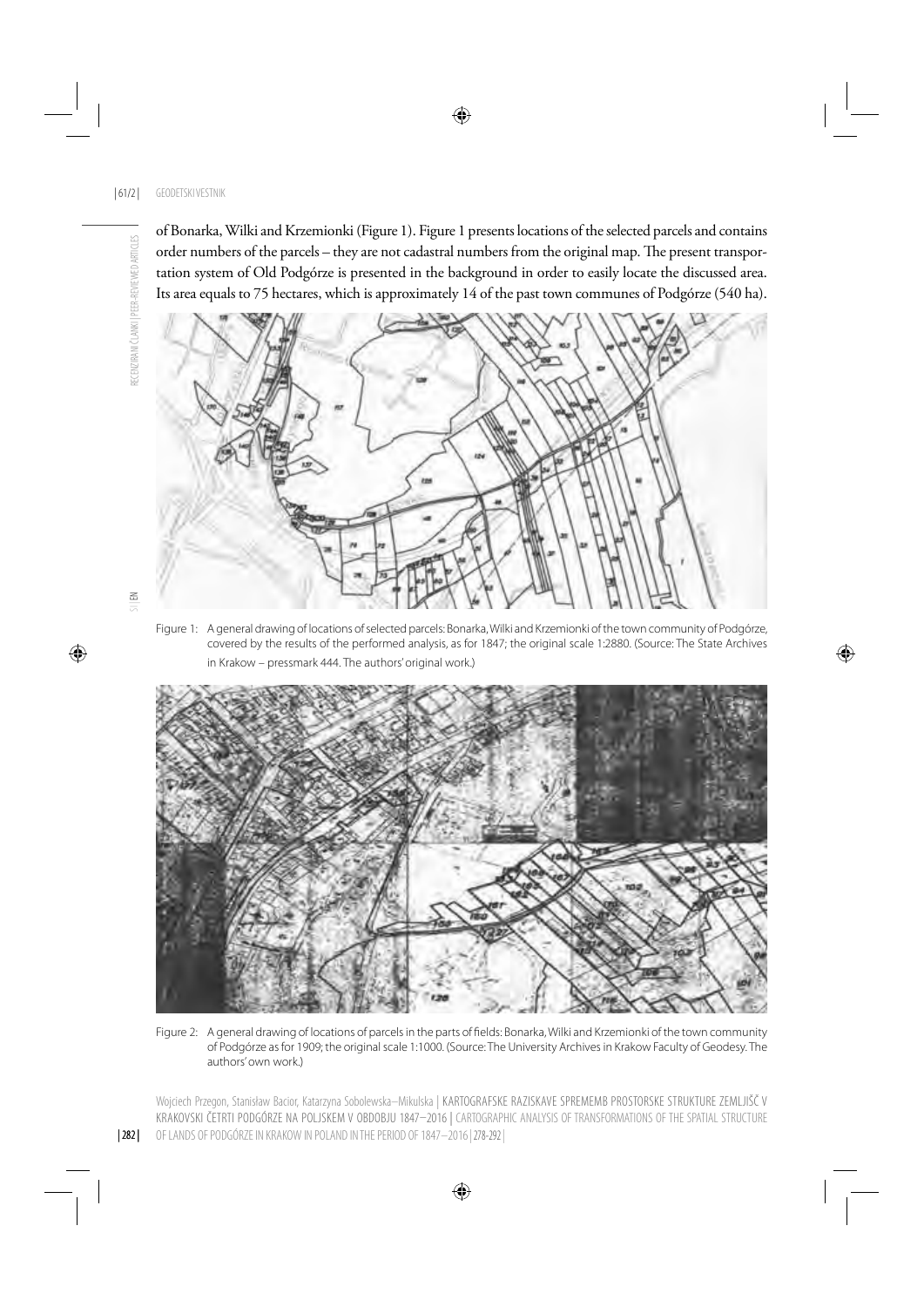of Bonarka, Wilki and Krzemionki (Figure 1). Figure 1 presents locations of the selected parcels and contains order numbers of the parcels – they are not cadastral numbers from the original map. The present transportation system of Old Podgórze is presented in the background in order to easily locate the discussed area. Its area equals to 75 hectares, which is approximately 14 of the past town communes of Podgórze (540 ha).

Figure 1: A general drawing of locations of selected parcels: Bonarka, Wilki and Krzemionki of the town community of Podgórze, covered by the results of the performed analysis, as for 1847; the original scale 1:2880. (Source: The State Archives in Krakow – pressmark 444. The authors' original work.)

Figure 2: A general drawing of locations of parcels in the parts of fields: Bonarka, Wilki and Krzemionki of the town community of Podgórze as for 1909; the original scale 1:1000. (Source: The University Archives in Krakow Faculty of Geodesy. The authors' own work.)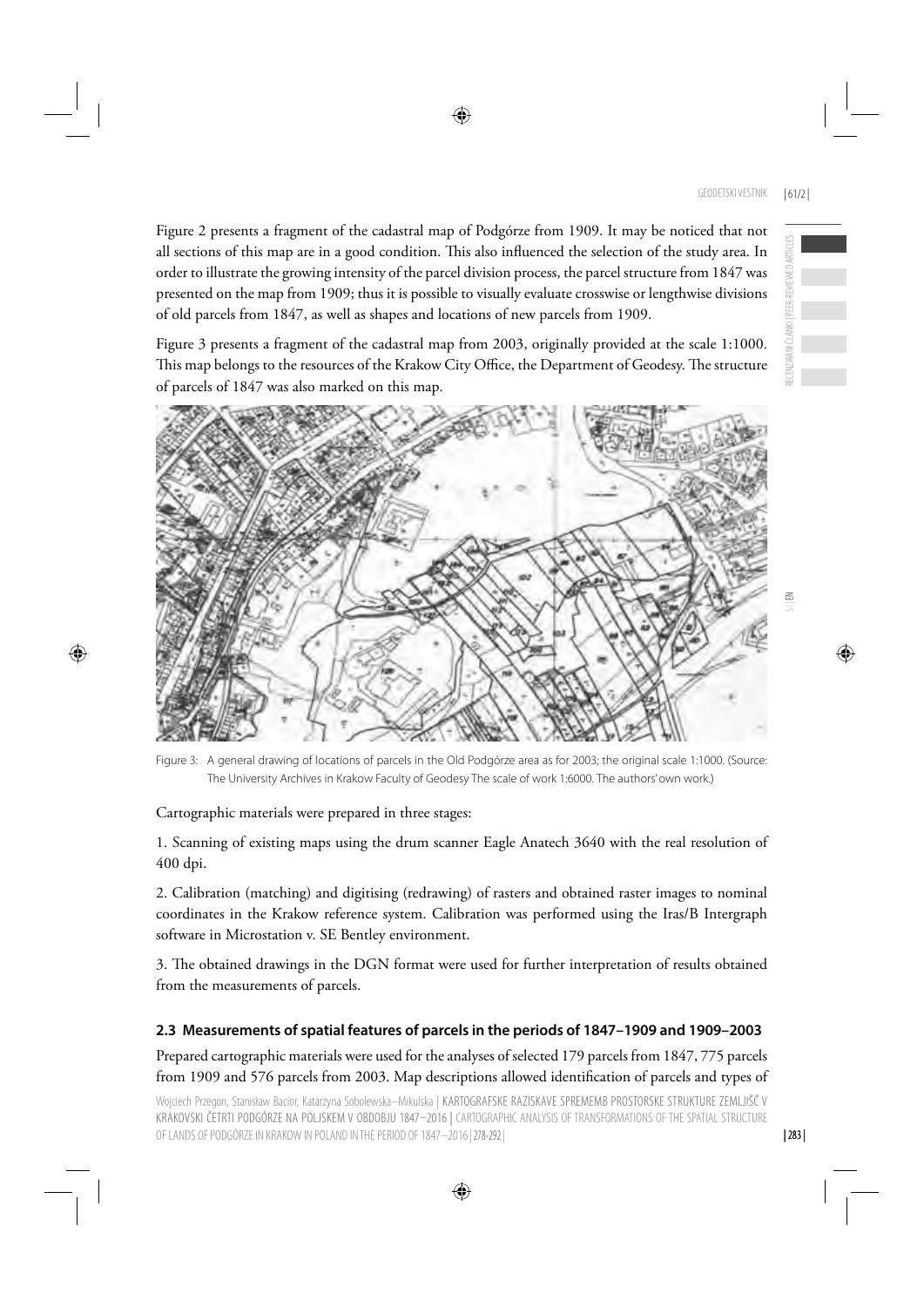Figure 2 presents a fragment of the cadastral map of Podgórze from 1909. It may be noticed that not all sections of this map are in a good condition. This also influenced the selection of the study area. In order to illustrate the growing intensity of the parcel division process, the parcel structure from 1847 was presented on the map from 1909; thus it is possible to visually evaluate crosswise or lengthwise divisions of old parcels from 1847, as well as shapes and locations of new parcels from 1909.

Figure 3 presents a fragment of the cadastral map from 2003, originally provided at the scale 1:1000. This map belongs to the resources of the Krakow City Office, the Department of Geodesy. The structure of parcels of 1847 was also marked on this map.

Figure 3: A general drawing of locations of parcels in the Old Podgórze area as for 2003; the original scale 1:1000. (Source: The University Archives in Krakow Faculty of Geodesy The scale of work 1:6000. The authors' own work.)

Cartographic materials were prepared in three stages:

1. Scanning of existing maps using the drum scanner Eagle Anatech 3640 with the real resolution of 400 dpi.

2. Calibration (matching) and digitising (redrawing) of rasters and obtained raster images to nominal coordinates in the Krakow reference system. Calibration was performed using the Iras/B Intergraph software in Microstation v. SE Bentley environment.

3. The obtained drawings in the DGN format were used for further interpretation of results obtained from the measurements of parcels.

### 2.3 Measurements of spatial features of parcels in the periods of 1847–1909 and 1909–2003

Prepared cartographic materials were used for the analyses of selected 179 parcels from 1847, 775 parcels from 1909 and 576 parcels from 2003. Map descriptions allowed identification of parcels and types of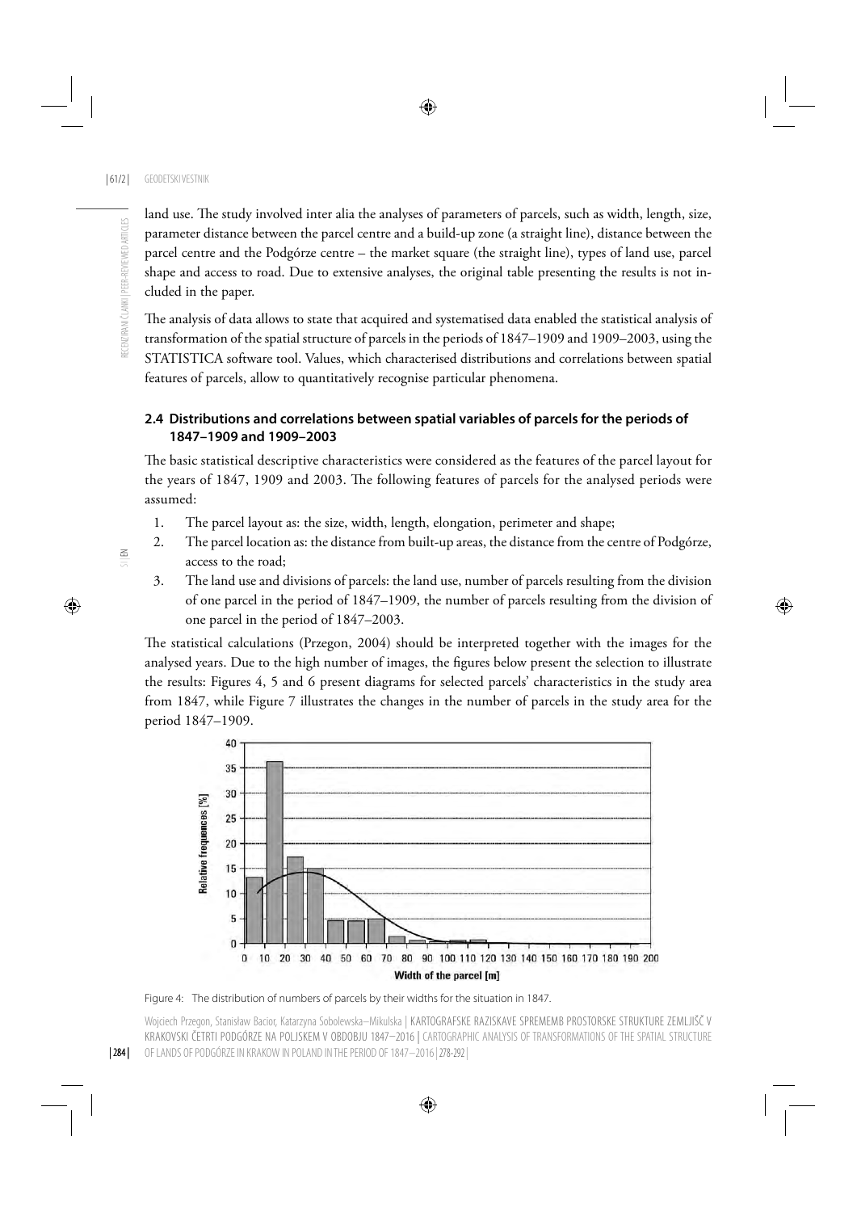land use. The study involved inter alia the analyses of parameters of parcels, such as width, length, size, parameter distance between the parcel centre and a build-up zone (a straight line), distance between the parcel centre and the Podgórze centre – the market square (the straight line), types of land use, parcel shape and access to road. Due to extensive analyses, the original table presenting the results is not included in the paper.

The analysis of data allows to state that acquired and systematised data enabled the statistical analysis of transformation of the spatial structure of parcels in the periods of 1847–1909 and 1909–2003, using the STATISTICA software tool. Values, which characterised distributions and correlations between spatial features of parcels, allow to quantitatively recognise particular phenomena.

### 2.4 Distributions and correlations between spatial variables of parcels for the periods of 1847–1909 and 1909–2003

The basic statistical descriptive characteristics were considered as the features of the parcel layout for the years of 1847, 1909 and 2003. The following features of parcels for the analysed periods were assumed:

1. The parcel layout as: the size, width, length, elongation, perimeter and shape;
2. The parcel location as: the distance from built-up areas, the distance from the centre of Podgórze, access to the road;
3. The land use and divisions of parcels: the land use, number of parcels resulting from the division of one parcel in the period of 1847–1909, the number of parcels resulting from the division of one parcel in the period of 1847–2003.

The statistical calculations (Przegon, 2004) should be interpreted together with the images for the analysed years. Due to the high number of images, the figures below present the selection to illustrate the results: Figures 4, 5 and 6 present diagrams for selected parcels' characteristics in the study area from 1847, while Figure 7 illustrates the changes in the number of parcels in the study area for the period 1847–1909.

Figure 4: The distribution of numbers of parcels by their widths for the situation in 1847.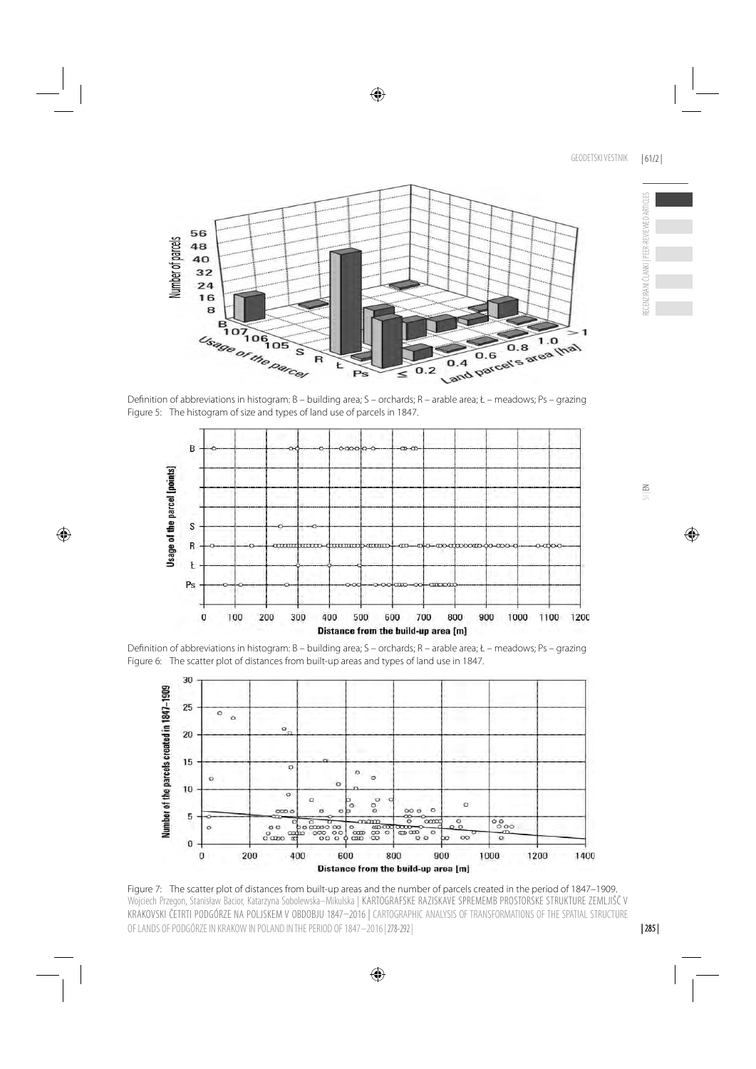Definition of abbreviations in histogram: B – building area; S – orchards; R – arable area; Ł – meadows; Ps – grazing

Figure 5: The histogram of size and types of land use of parcels in 1847.

Definition of abbreviations in histogram: B – building area; S – orchards; R – arable area; Ł – meadows; Ps – grazing

Figure 6: The scatter plot of distances from built-up areas and types of land use in 1847.

Figure 7: The scatter plot of distances from built-up areas and the number of parcels created in the period of 1847–1909.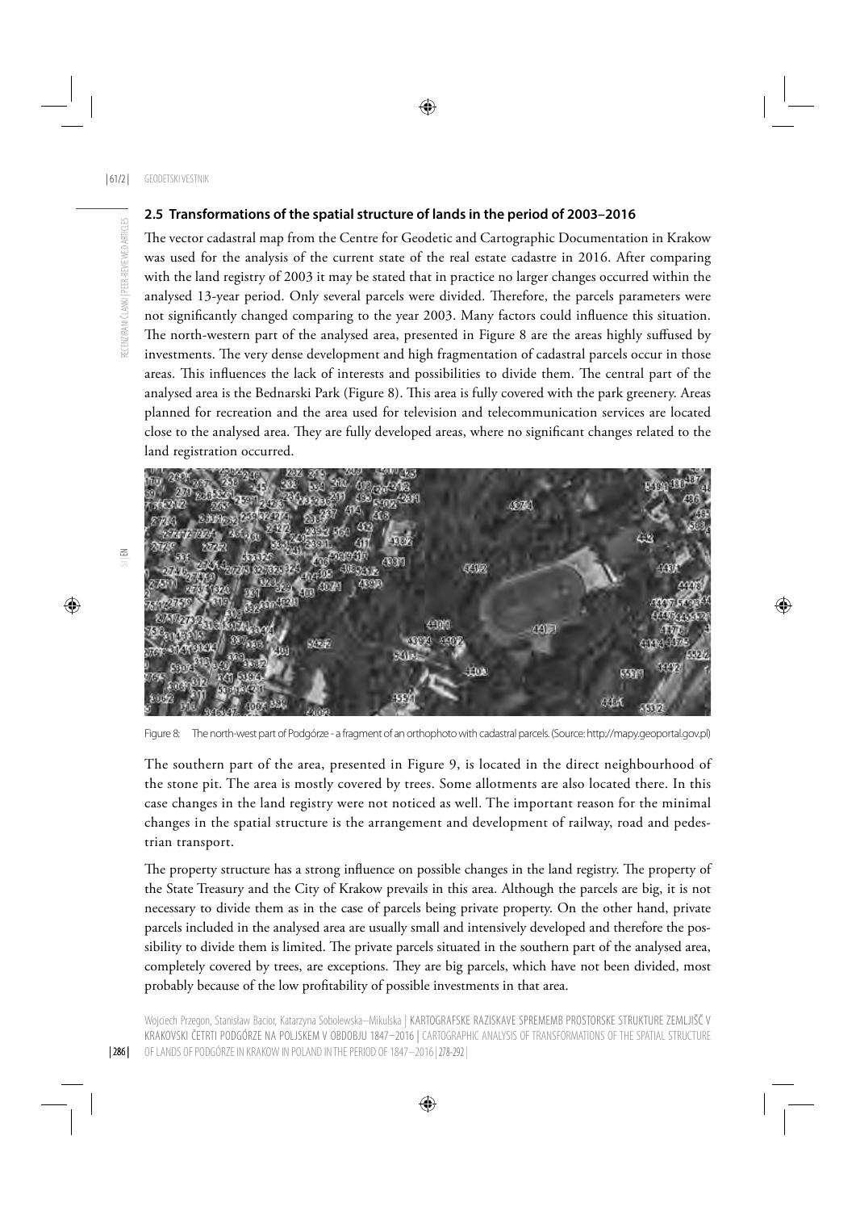## 2.5 Transformations of the spatial structure of lands in the period of 2003–2016

The vector cadastral map from the Centre for Geodetic and Cartographic Documentation in Krakow was used for the analysis of the current state of the real estate cadastre in 2016. After comparing with the land registry of 2003 it may be stated that in practice no larger changes occurred within the analysed 13-year period. Only several parcels were divided. Therefore, the parcels parameters were not significantly changed comparing to the year 2003. Many factors could influence this situation. The north-western part of the analysed area, presented in Figure 8 are the areas highly suffused by investments. The very dense development and high fragmentation of cadastral parcels occur in those areas. This influences the lack of interests and possibilities to divide them. The central part of the analysed area is the Bednarski Park (Figure 8). This area is fully covered with the park greenery. Areas planned for recreation and the area used for television and telecommunication services are located close to the analysed area. They are fully developed areas, where no significant changes related to the land registration occurred.

Figure 8: The north-west part of Podgórze - a fragment of an orthophoto with cadastral parcels. (Source: http://mapy.geoportal.gov.pl)

The southern part of the area, presented in Figure 9, is located in the direct neighbourhood of the stone pit. The area is mostly covered by trees. Some allotments are also located there. In this case changes in the land registry were not noticed as well. The important reason for the minimal changes in the spatial structure is the arrangement and development of railway, road and pedestrian transport.

The property structure has a strong influence on possible changes in the land registry. The property of the State Treasury and the City of Krakow prevails in this area. Although the parcels are big, it is not necessary to divide them as in the case of parcels being private property. On the other hand, private parcels included in the analysed area are usually small and intensively developed and therefore the possibility to divide them is limited. The private parcels situated in the southern part of the analysed area, completely covered by trees, are exceptions. They are big parcels, which have not been divided, most probably because of the low profitability of possible investments in that area.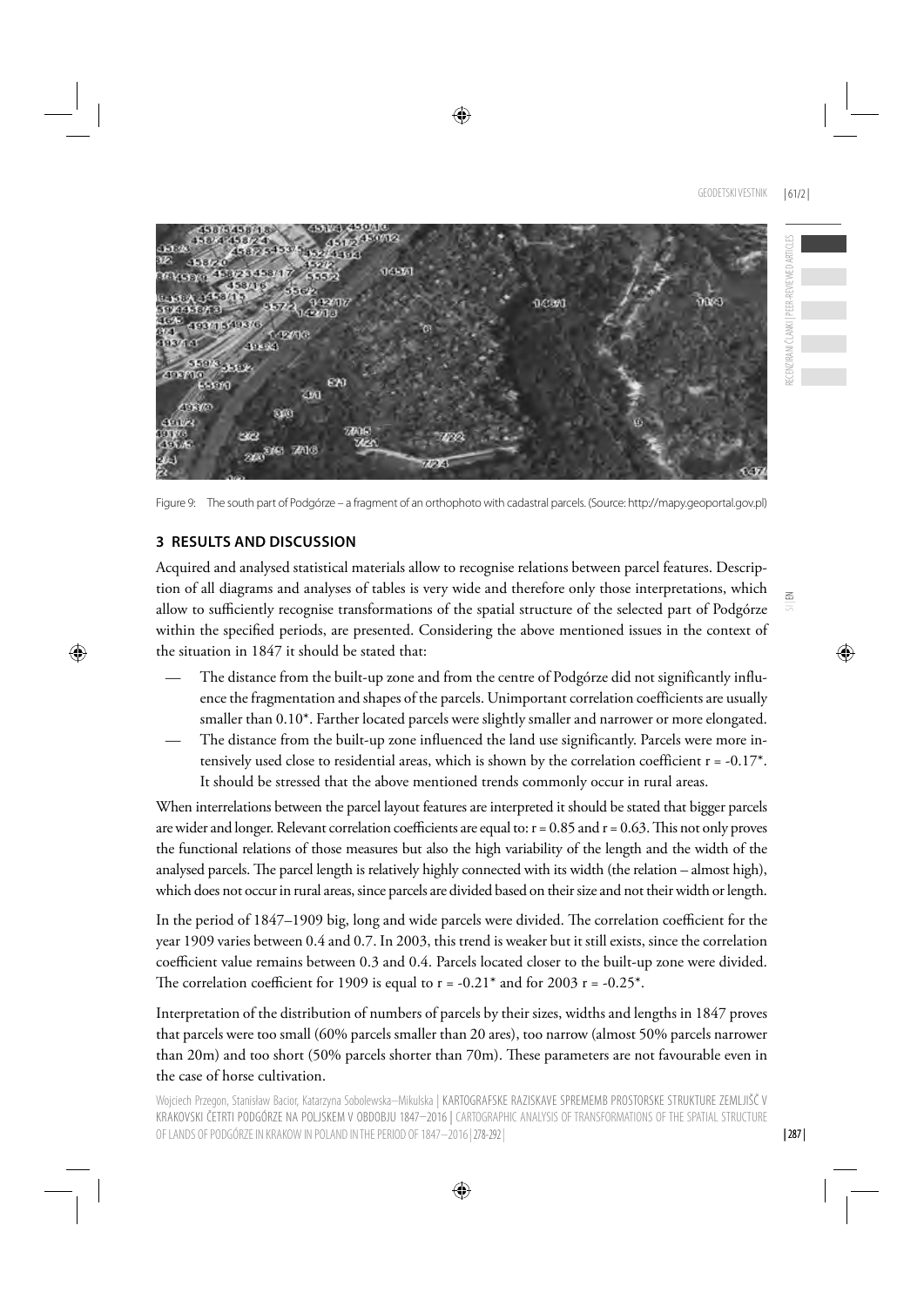Figure 9: The south part of Podgórze – a fragment of an orthophoto with cadastral parcels. (Source: http://mapy.geoportal.gov.pl)

## 3 RESULTS AND DISCUSSION

Acquired and analysed statistical materials allow to recognise relations between parcel features. Description of all diagrams and analyses of tables is very wide and therefore only those interpretations, which allow to sufficiently recognise transformations of the spatial structure of the selected part of Podgórze within the specified periods, are presented. Considering the above mentioned issues in the context of the situation in 1847 it should be stated that:

- The distance from the built-up zone and from the centre of Podgórze did not significantly influence the fragmentation and shapes of the parcels. Unimportant correlation coefficients are usually smaller than 0.10*. Farther located parcels were slightly smaller and narrower or more elongated.
- The distance from the built-up zone influenced the land use significantly. Parcels were more intensively used close to residential areas, which is shown by the correlation coefficient r = -0.17*. It should be stressed that the above mentioned trends commonly occur in rural areas.

When interrelations between the parcel layout features are interpreted it should be stated that bigger parcels are wider and longer. Relevant correlation coefficients are equal to: r = 0.85 and r = 0.63. This not only proves the functional relations of those measures but also the high variability of the length and the width of the analysed parcels. The parcel length is relatively highly connected with its width (the relation – almost high), which does not occur in rural areas, since parcels are divided based on their size and not their width or length.

In the period of 1847–1909 big, long and wide parcels were divided. The correlation coefficient for the year 1909 varies between 0.4 and 0.7. In 2003, this trend is weaker but it still exists, since the correlation coefficient value remains between 0.3 and 0.4. Parcels located closer to the built-up zone were divided. The correlation coefficient for 1909 is equal to r = -0.21* and for 2003 r = -0.25*.

Interpretation of the distribution of numbers of parcels by their sizes, widths and lengths in 1847 proves that parcels were too small (60% parcels smaller than 20 ares), too narrow (almost 50% parcels narrower than 20m) and too short (50% parcels shorter than 70m). These parameters are not favourable even in the case of horse cultivation.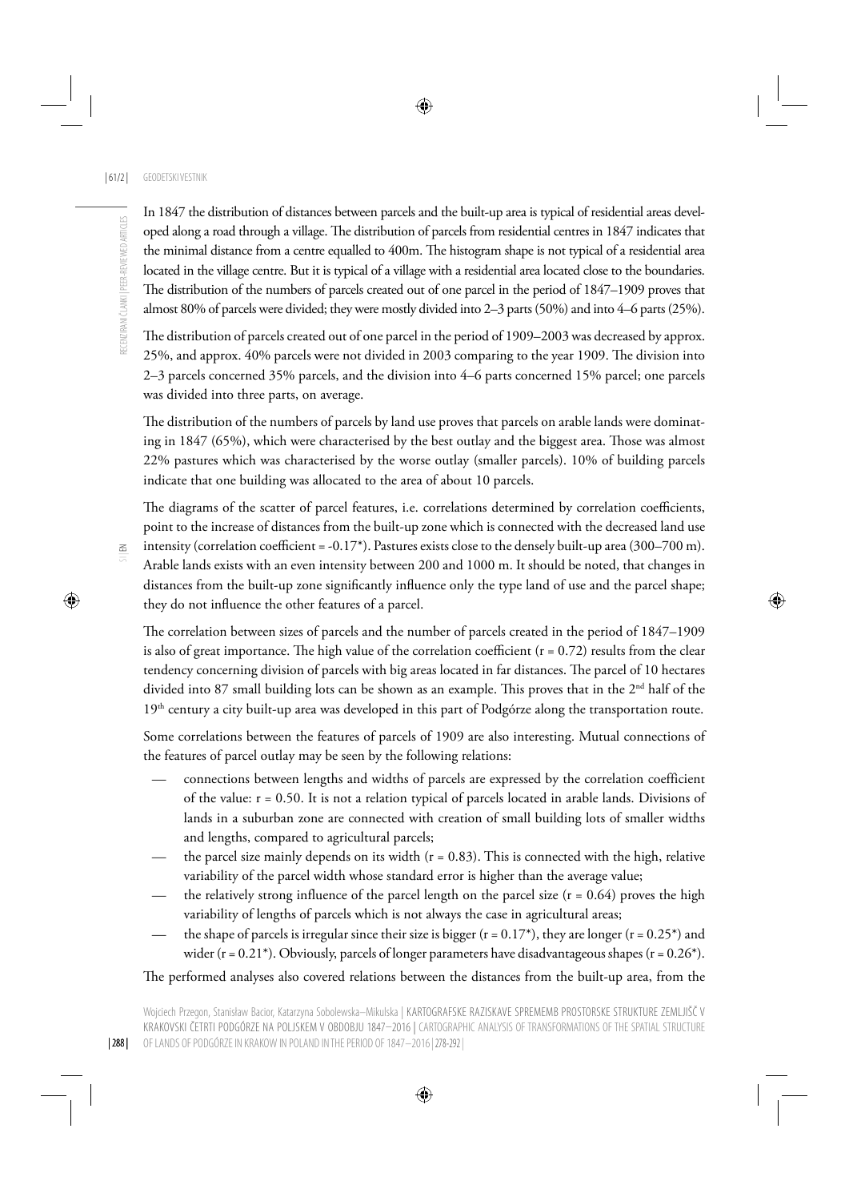In 1847 the distribution of distances between parcels and the built-up area is typical of residential areas developed along a road through a village. The distribution of parcels from residential centres in 1847 indicates that the minimal distance from a centre equalled to 400m. The histogram shape is not typical of a residential area located in the village centre. But it is typical of a village with a residential area located close to the boundaries. The distribution of the numbers of parcels created out of one parcel in the period of 1847–1909 proves that almost 80% of parcels were divided; they were mostly divided into 2–3 parts (50%) and into 4–6 parts (25%).

The distribution of parcels created out of one parcel in the period of 1909–2003 was decreased by approx. 25%, and approx. 40% parcels were not divided in 2003 comparing to the year 1909. The division into 2–3 parcels concerned 35% parcels, and the division into 4–6 parts concerned 15% parcel; one parcels was divided into three parts, on average.

The distribution of the numbers of parcels by land use proves that parcels on arable lands were dominating in 1847 (65%), which were characterised by the best outlay and the biggest area. Those was almost 22% pastures which was characterised by the worse outlay (smaller parcels). 10% of building parcels indicate that one building was allocated to the area of about 10 parcels.

The diagrams of the scatter of parcel features, i.e. correlations determined by correlation coefficients, point to the increase of distances from the built-up zone which is connected with the decreased land use intensity (correlation coefficient = -0.17*). Pastures exists close to the densely built-up area (300–700 m). Arable lands exists with an even intensity between 200 and 1000 m. It should be noted, that changes in distances from the built-up zone significantly influence only the type land of use and the parcel shape; they do not influence the other features of a parcel.

The correlation between sizes of parcels and the number of parcels created in the period of 1847–1909 is also of great importance. The high value of the correlation coefficient (r = 0.72) results from the clear tendency concerning division of parcels with big areas located in far distances. The parcel of 10 hectares divided into 87 small building lots can be shown as an example. This proves that in the 2nd half of the 19th century a city built-up area was developed in this part of Podgórze along the transportation route.

Some correlations between the features of parcels of 1909 are also interesting. Mutual connections of the features of parcel outlay may be seen by the following relations:

- connections between lengths and widths of parcels are expressed by the correlation coefficient of the value: r = 0.50. It is not a relation typical of parcels located in arable lands. Divisions of lands in a suburban zone are connected with creation of small building lots of smaller widths and lengths, compared to agricultural parcels;
- the parcel size mainly depends on its width (r = 0.83). This is connected with the high, relative variability of the parcel width whose standard error is higher than the average value;
- the relatively strong influence of the parcel length on the parcel size (r = 0.64) proves the high variability of lengths of parcels which is not always the case in agricultural areas;
- the shape of parcels is irregular since their size is bigger (r = 0.17*), they are longer (r = 0.25*) and wider (r = 0.21*). Obviously, parcels of longer parameters have disadvantageous shapes (r = 0.26*).

The performed analyses also covered relations between the distances from the built-up area, from the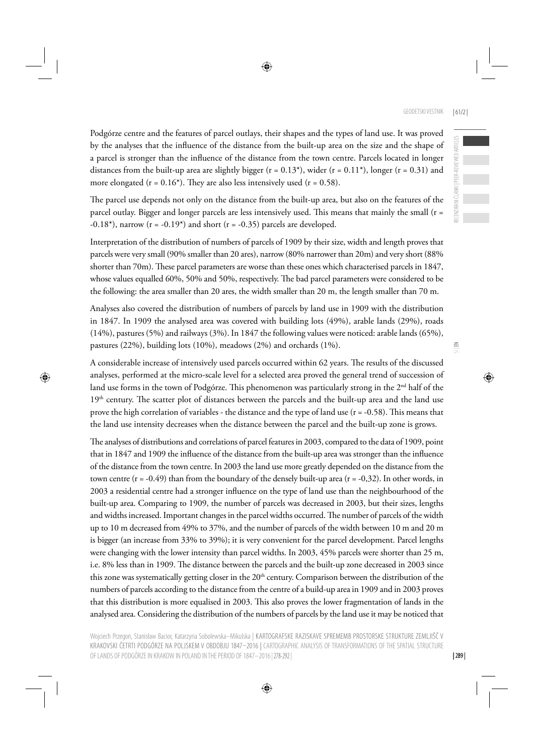Podgórze centre and the features of parcel outlays, their shapes and the types of land use. It was proved by the analyses that the influence of the distance from the built-up area on the size and the shape of a parcel is stronger than the influence of the distance from the town centre. Parcels located in longer distances from the built-up area are slightly bigger (r = 0.13*), wider (r = 0.11*), longer (r = 0.31) and more elongated (r = 0.16*). They are also less intensively used (r = 0.58).

The parcel use depends not only on the distance from the built-up area, but also on the features of the parcel outlay. Bigger and longer parcels are less intensively used. This means that mainly the small (r = -0.18*), narrow (r = -0.19*) and short (r = -0.35) parcels are developed.

Interpretation of the distribution of numbers of parcels of 1909 by their size, width and length proves that parcels were very small (90% smaller than 20 ares), narrow (80% narrower than 20m) and very short (88% shorter than 70m). These parcel parameters are worse than these ones which characterised parcels in 1847, whose values equalled 60%, 50% and 50%, respectively. The bad parcel parameters were considered to be the following: the area smaller than 20 ares, the width smaller than 20 m, the length smaller than 70 m.

Analyses also covered the distribution of numbers of parcels by land use in 1909 with the distribution in 1847. In 1909 the analysed area was covered with building lots (49%), arable lands (29%), roads (14%), pastures (5%) and railways (3%). In 1847 the following values were noticed: arable lands (65%), pastures (22%), building lots (10%), meadows (2%) and orchards (1%).

A considerable increase of intensively used parcels occurred within 62 years. The results of the discussed analyses, performed at the micro-scale level for a selected area proved the general trend of succession of land use forms in the town of Podgórze. This phenomenon was particularly strong in the 2nd half of the 19th century. The scatter plot of distances between the parcels and the built-up area and the land use prove the high correlation of variables - the distance and the type of land use (r = -0.58). This means that the land use intensity decreases when the distance between the parcel and the built-up zone is grows.

The analyses of distributions and correlations of parcel features in 2003, compared to the data of 1909, point that in 1847 and 1909 the influence of the distance from the built-up area was stronger than the influence of the distance from the town centre. In 2003 the land use more greatly depended on the distance from the town centre (r = -0.49) than from the boundary of the densely built-up area (r = -0,32). In other words, in 2003 a residential centre had a stronger influence on the type of land use than the neighbourhood of the built-up area. Comparing to 1909, the number of parcels was decreased in 2003, but their sizes, lengths and widths increased. Important changes in the parcel widths occurred. The number of parcels of the width up to 10 m decreased from 49% to 37%, and the number of parcels of the width between 10 m and 20 m is bigger (an increase from 33% to 39%); it is very convenient for the parcel development. Parcel lengths were changing with the lower intensity than parcel widths. In 2003, 45% parcels were shorter than 25 m, i.e. 8% less than in 1909. The distance between the parcels and the built-up zone decreased in 2003 since this zone was systematically getting closer in the 20th century. Comparison between the distribution of the numbers of parcels according to the distance from the centre of a build-up area in 1909 and in 2003 proves that this distribution is more equalised in 2003. This also proves the lower fragmentation of lands in the analysed area. Considering the distribution of the numbers of parcels by the land use it may be noticed that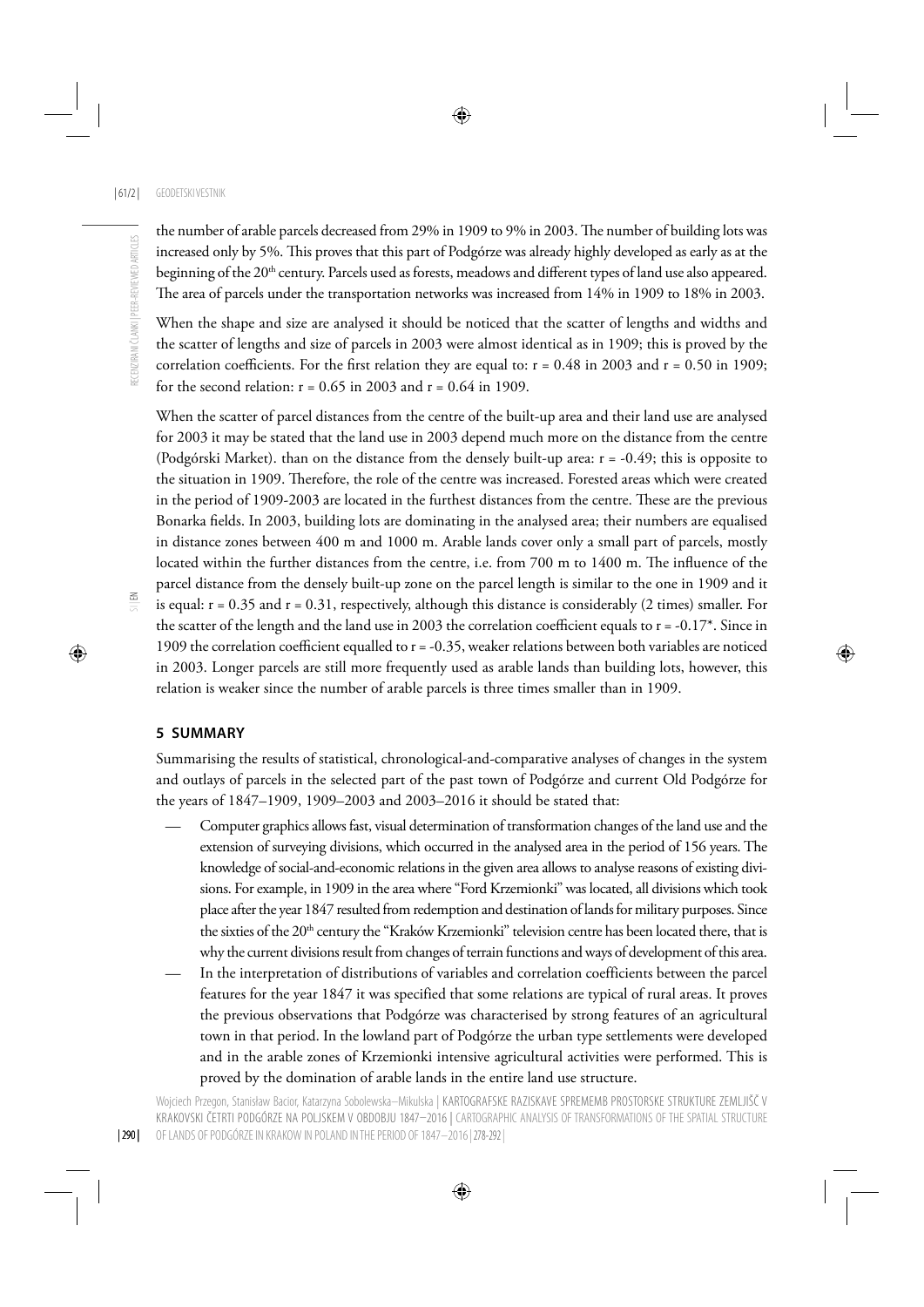the number of arable parcels decreased from 29% in 1909 to 9% in 2003. The number of building lots was increased only by 5%. This proves that this part of Podgórze was already highly developed as early as at the beginning of the 20th century. Parcels used as forests, meadows and different types of land use also appeared. The area of parcels under the transportation networks was increased from 14% in 1909 to 18% in 2003.

When the shape and size are analysed it should be noticed that the scatter of lengths and widths and the scatter of lengths and size of parcels in 2003 were almost identical as in 1909; this is proved by the correlation coefficients. For the first relation they are equal to: $r = 0.48$ in 2003 and $r = 0.50$ in 1909; for the second relation: $r = 0.65$ in 2003 and $r = 0.64$ in 1909.

When the scatter of parcel distances from the centre of the built-up area and their land use are analysed for 2003 it may be stated that the land use in 2003 depend much more on the distance from the centre (Podgórski Market). than on the distance from the densely built-up area: $r = -0.49$; this is opposite to the situation in 1909. Therefore, the role of the centre was increased. Forested areas which were created in the period of 1909-2003 are located in the furthest distances from the centre. These are the previous Bonarka fields. In 2003, building lots are dominating in the analysed area; their numbers are equalised in distance zones between 400 m and 1000 m. Arable lands cover only a small part of parcels, mostly located within the further distances from the centre, i.e. from 700 m to 1400 m. The influence of the parcel distance from the densely built-up zone on the parcel length is similar to the one in 1909 and it is equal: $r = 0.35$ and $r = 0.31$, respectively, although this distance is considerably (2 times) smaller. For the scatter of the length and the land use in 2003 the correlation coefficient equals to $r = -0.17$*. Since in 1909 the correlation coefficient equalled to $r = -0.35$, weaker relations between both variables are noticed in 2003. Longer parcels are still more frequently used as arable lands than building lots, however, this relation is weaker since the number of arable parcels is three times smaller than in 1909.

## 5 SUMMARY

Summarising the results of statistical, chronological-and-comparative analyses of changes in the system and outlays of parcels in the selected part of the past town of Podgórze and current Old Podgórze for the years of 1847–1909, 1909–2003 and 2003–2016 it should be stated that:

- Computer graphics allows fast, visual determination of transformation changes of the land use and the extension of surveying divisions, which occurred in the analysed area in the period of 156 years. The knowledge of social-and-economic relations in the given area allows to analyse reasons of existing divisions. For example, in 1909 in the area where "Ford Krzemionki" was located, all divisions which took place after the year 1847 resulted from redemption and destination of lands for military purposes. Since the sixties of the 20th century the "Kraków Krzemionki" television centre has been located there, that is why the current divisions result from changes of terrain functions and ways of development of this area.
- In the interpretation of distributions of variables and correlation coefficients between the parcel features for the year 1847 it was specified that some relations are typical of rural areas. It proves the previous observations that Podgórze was characterised by strong features of an agricultural town in that period. In the lowland part of Podgórze the urban type settlements were developed and in the arable zones of Krzemionki intensive agricultural activities were performed. This is proved by the domination of arable lands in the entire land use structure.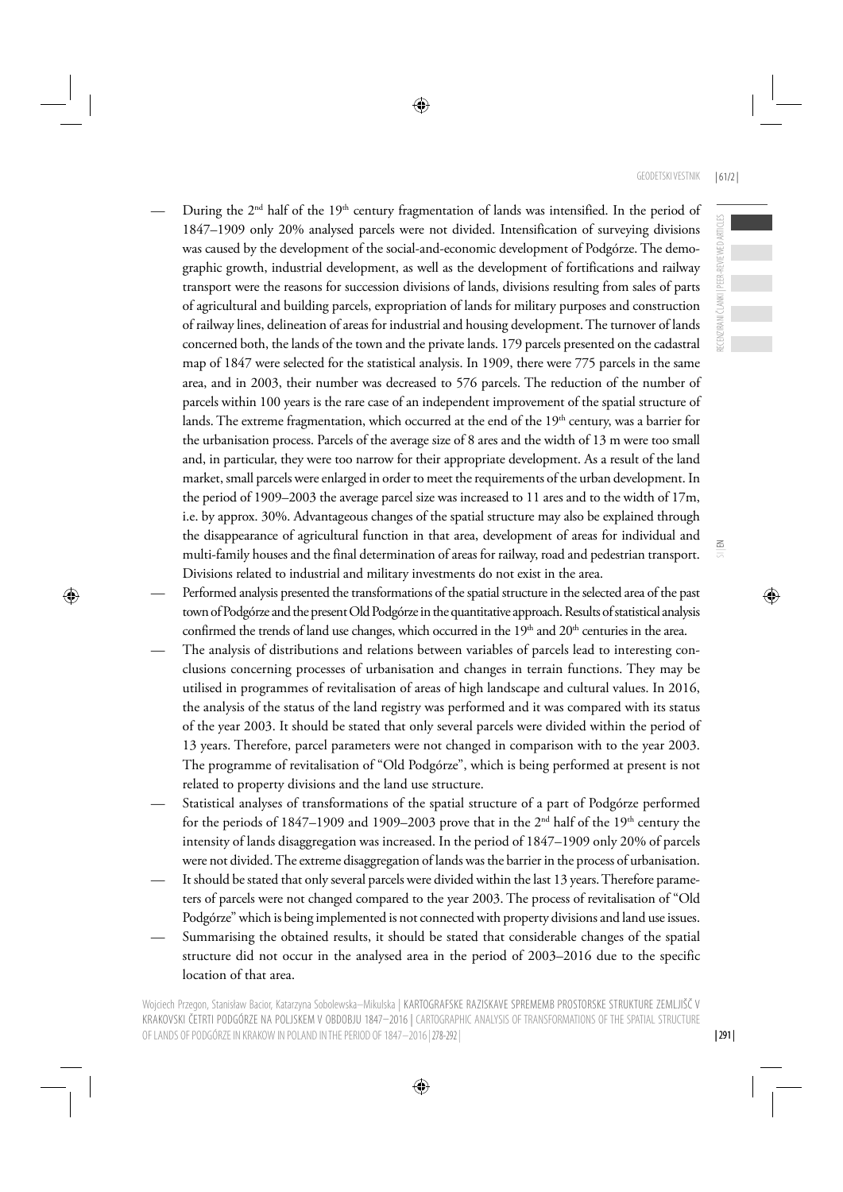- During the 2nd half of the 19th century fragmentation of lands was intensified. In the period of 1847–1909 only 20% analysed parcels were not divided. Intensification of surveying divisions was caused by the development of the social-and-economic development of Podgórze. The demographic growth, industrial development, as well as the development of fortifications and railway transport were the reasons for succession divisions of lands, divisions resulting from sales of parts of agricultural and building parcels, expropriation of lands for military purposes and construction of railway lines, delineation of areas for industrial and housing development. The turnover of lands concerned both, the lands of the town and the private lands. 179 parcels presented on the cadastral map of 1847 were selected for the statistical analysis. In 1909, there were 775 parcels in the same area, and in 2003, their number was decreased to 576 parcels. The reduction of the number of parcels within 100 years is the rare case of an independent improvement of the spatial structure of lands. The extreme fragmentation, which occurred at the end of the 19th century, was a barrier for the urbanisation process. Parcels of the average size of 8 ares and the width of 13 m were too small and, in particular, they were too narrow for their appropriate development. As a result of the land market, small parcels were enlarged in order to meet the requirements of the urban development. In the period of 1909–2003 the average parcel size was increased to 11 ares and to the width of 17m, i.e. by approx. 30%. Advantageous changes of the spatial structure may also be explained through the disappearance of agricultural function in that area, development of areas for individual and multi-family houses and the final determination of areas for railway, road and pedestrian transport. Divisions related to industrial and military investments do not exist in the area.
- Performed analysis presented the transformations of the spatial structure in the selected area of the past town of Podgórze and the present Old Podgórze in the quantitative approach. Results of statistical analysis confirmed the trends of land use changes, which occurred in the 19th and 20th centuries in the area.
- The analysis of distributions and relations between variables of parcels lead to interesting conclusions concerning processes of urbanisation and changes in terrain functions. They may be utilised in programmes of revitalisation of areas of high landscape and cultural values. In 2016, the analysis of the status of the land registry was performed and it was compared with its status of the year 2003. It should be stated that only several parcels were divided within the period of 13 years. Therefore, parcel parameters were not changed in comparison with to the year 2003. The programme of revitalisation of "Old Podgórze", which is being performed at present is not related to property divisions and the land use structure.
- Statistical analyses of transformations of the spatial structure of a part of Podgórze performed for the periods of 1847–1909 and 1909–2003 prove that in the 2nd half of the 19th century the intensity of lands disaggregation was increased. In the period of 1847–1909 only 20% of parcels were not divided. The extreme disaggregation of lands was the barrier in the process of urbanisation.
- It should be stated that only several parcels were divided within the last 13 years. Therefore parameters of parcels were not changed compared to the year 2003. The process of revitalisation of "Old Podgórze" which is being implemented is not connected with property divisions and land use issues.
- Summarising the obtained results, it should be stated that considerable changes of the spatial structure did not occur in the analysed area in the period of 2003–2016 due to the specific location of that area.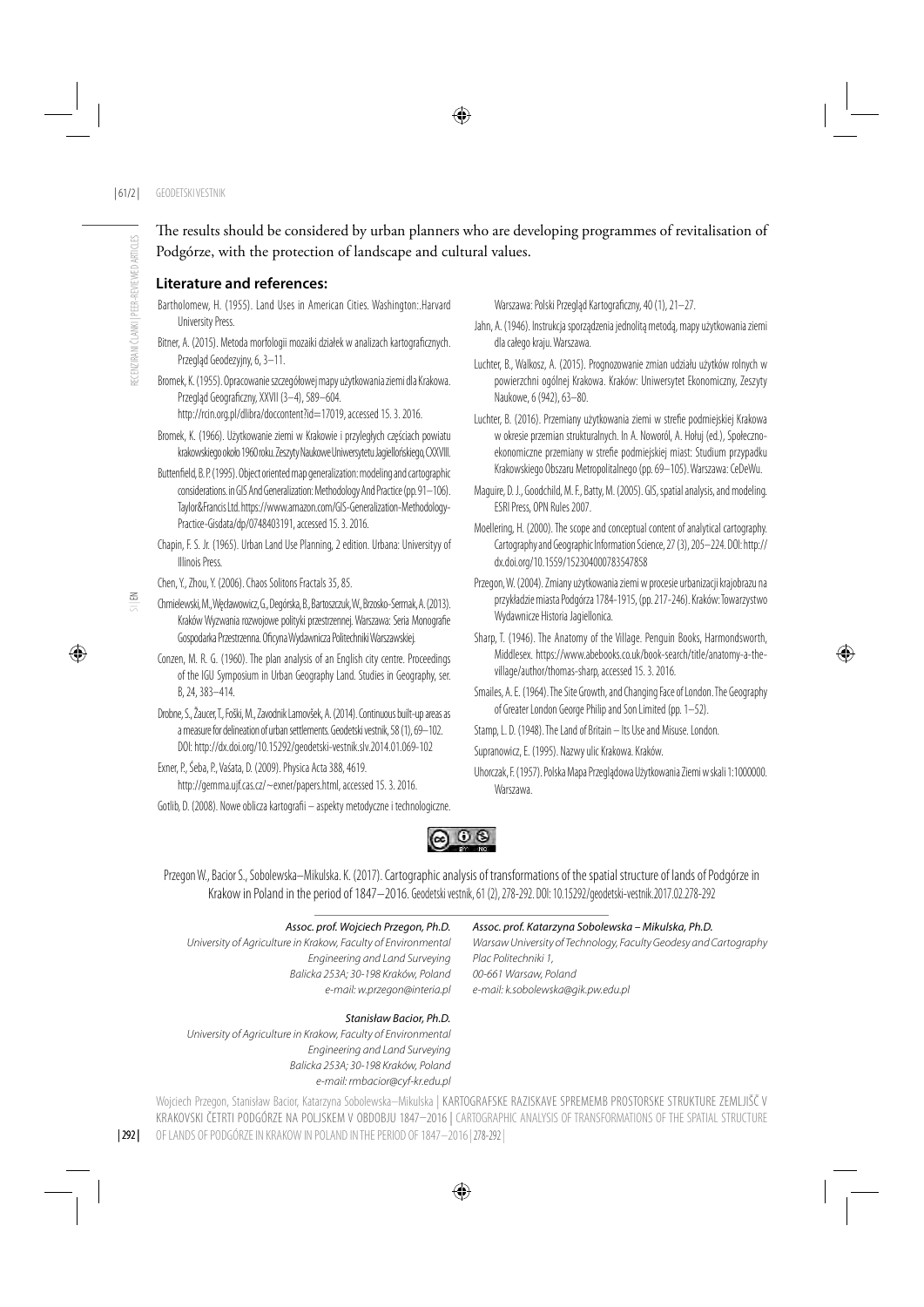The results should be considered by urban planners who are developing programmes of revitalisation of Podgórze, with the protection of landscape and cultural values.

## Literature and references:

Bartholomew, H. (1955). Land Uses in American Cities. Washington:.Harvard University Press.

Bitner, A. (2015). Metoda morfologii mozaiki działek w analizach kartograficznych. Przegląd Geodezyjny, 6, 3–11.

Bromek, K. (1955). Opracowanie szczegółowej mapy użytkowania ziemi dla Krakowa. Przegląd Geograficzny, XXVII (3–4), 589–604. http://rcin.org.pl/dlibra/doccontent?id=17019, accessed 15. 3. 2016.

Bromek, K. (1966). Użytkowanie ziemi w Krakowie i przyległych częściach powiatu krakowskiego około 1960 roku. Zeszyty Naukowe Uniwersytetu Jagiellońskiego, CXXVIII.

Buttenfield, B. P. (1995). Object oriented map generalization: modeling and cartographic considerations. in GIS And Generalization: Methodology And Practice (pp. 91–106). Taylor&Francis Ltd. https://www.amazon.com/GIS-Generalization-Methodology-Practice-Gisdata/dp/0748403191, accessed 15. 3. 2016.

Chapin, F. S. Jr. (1965). Urban Land Use Planning, 2 edition. Urbana: Universityy of Illinois Press.

Chen, Y., Zhou, Y. (2006). Chaos Solitons Fractals 35, 85.

Chmielewski, M., Węcławowicz, G., Degórska, B., Bartoszczuk, W., Brzosko-Sermak, A. (2013). Kraków Wyzwania rozwojowe polityki przestrzennej. Warszawa: Seria Monografie Gospodarka Przestrzenna. Oficyna Wydawnicza Politechniki Warszawskiej.

Conzen, M. R. G. (1960). The plan analysis of an English city centre. Proceedings of the IGU Symposium in Urban Geography Land. Studies in Geography, ser. B, 24, 383–414.

Drobne, S., Žaucer, T., Foški, M., Zavodnik Lamovšek, A. (2014). Continuous built-up areas as a measure for delineation of urban settlements. Geodetski vestnik, 58 (1), 69–102. DOI: http://dx.doi.org/10.15292/geodetski-vestnik.slv.2014.01.069-102

Exner, P., Šeba, P., Vašata, D. (2009). Physica Acta 388, 4619. http://gemma.ujf.cas.cz/~exner/papers.html, accessed 15. 3. 2016.

Gotlib, D. (2008). Nowe oblicza kartografii – aspekty metodyczne i technologiczne. Warszawa: Polski Przegląd Kartograficzny, 40 (1), 21–27.

Jahn, A. (1946). Instrukcja sporządzenia jednolitą metodą, mapy użytkowania ziemi dla całego kraju. Warszawa.

Luchter, B., Walkosz, A. (2015). Prognozowanie zmian udziału użytków rolnych w powierzchni ogólnej Krakowa. Kraków: Uniwersytet Ekonomiczny, Zeszyty Naukowe, 6 (942), 63–80.

Luchter, B. (2016). Przemiany użytkowania ziemi w strefie podmiejskiej Krakowa w okresie przemian strukturalnych. In A. Noworól, A. Hołuj (ed.), Społeczno-ekonomiczne przemiany w strefie podmiejskiej miast: Studium przypadku Krakowskiego Obszaru Metropolitalnego (pp. 69–105). Warszawa: CeDeWu.

Maguire, D. J., Goodchild, M. F., Batty, M. (2005). GIS, spatial analysis, and modeling. ESRI Press, OPN Rules 2007.

Moellering, H. (2000). The scope and conceptual content of analytical cartography. Cartography and Geographic Information Science, 27 (3), 205–224. DOI: http://dx.doi.org/10.1559/152304000783547858

Przegon, W. (2004). Zmiany użytkowania ziemi w procesie urbanizacji krajobrazu na przykładzie miasta Podgórza 1784-1915, (pp. 217–246). Kraków: Towarzystwo Wydawnicze Historia Jagiellonica.

Sharp, T. (1946). The Anatomy of the Village. Penguin Books, Harmondsworth, Middlesex. https://www.abebooks.co.uk/book-search/title/anatomy-a-the-village/author/thomas-sharp, accessed 15. 3. 2016.

Smailes, A. E. (1964). The Site Growth, and Changing Face of London. The Geography of Greater London George Philip and Son Limited (pp. 1–52).

Stamp, L. D. (1948). The Land of Britain – Its Use and Misuse. London.

Supranowicz, E. (1995). Nazwy ulic Krakowa. Kraków.

Uhorczak, F. (1957). Polska Mapa Przeglądowa Użytkowania Ziemi w skali 1:1000000. Warszawa.

Przegon W., Bacior S., Sobolewska–Mikulska. K. (2017). Cartographic analysis of transformations of the spatial structure of lands of Podgórze in Krakow in Poland in the period of 1847–2016. Geodetski vestnik, 61 (2), 278-292. DOI: 10.15292/geodetski-vestnik.2017.02.278-292

*Assoc. prof. Wojciech Przegon, Ph.D.*
University of Agriculture in Krakow, Faculty of Environmental Engineering and Land Surveying
Balicka 253A; 30-198 Kraków, Poland
e-mail: w.przegon@interia.pl

*Stanisław Bacior, Ph.D.*
University of Agriculture in Krakow, Faculty of Environmental Engineering and Land Surveying
Balicka 253A; 30-198 Kraków, Poland
e-mail: rmbacior@cyf-kr.edu.pl

*Assoc. prof. Katarzyna Sobolewska – Mikulska, Ph.D.*
Warsaw University of Technology, Faculty Geodesy and Cartography
Plac Politechniki 1,
00-661 Warsaw, Poland
e-mail: k.sobolewska@gik.pw.edu.pl